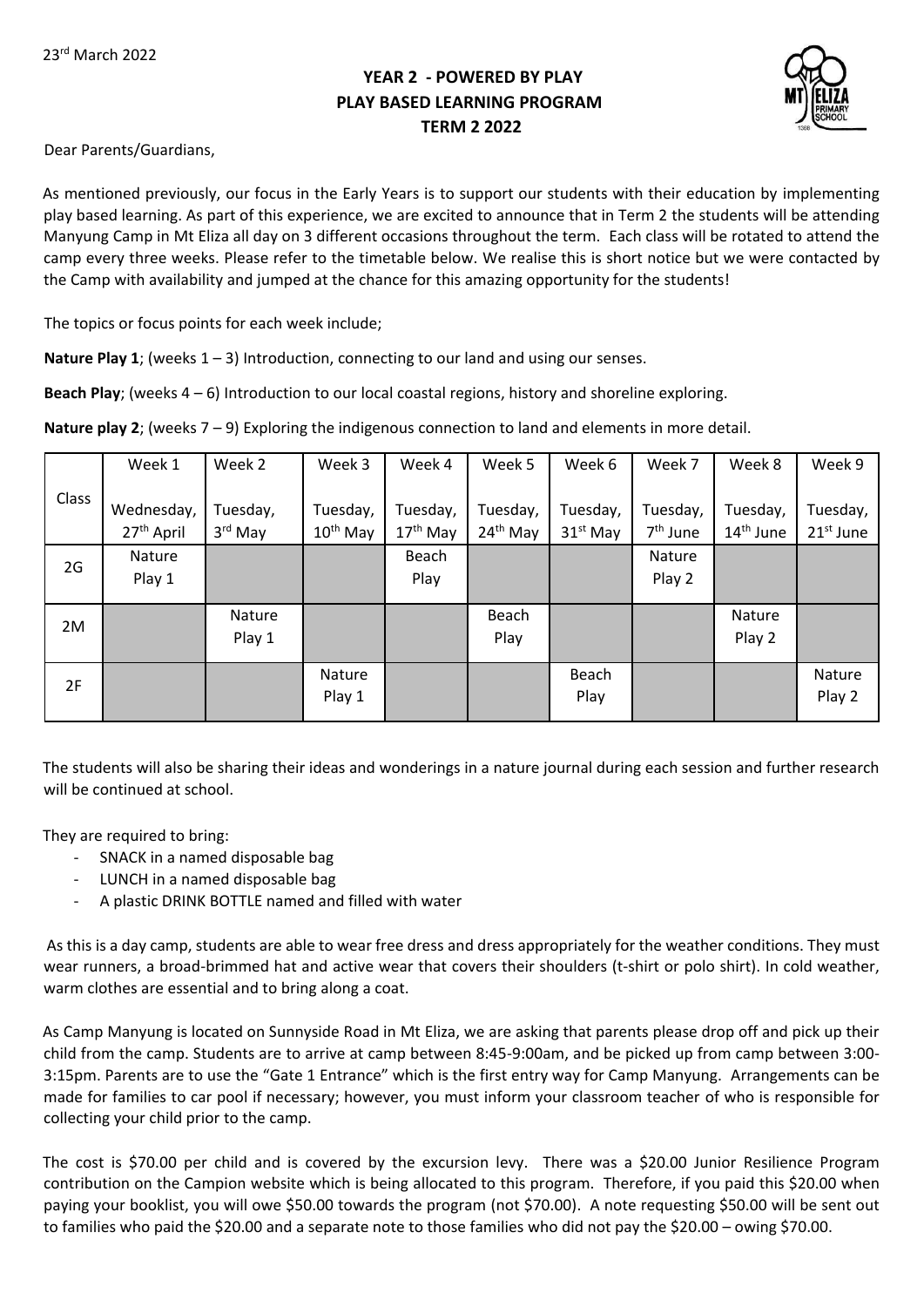23rd March 2022

**YEAR 2 - POWERED BY PLAY**
**PLAY BASED LEARNING PROGRAM**
**TERM 2 2022**

Dear Parents/Guardians,

As mentioned previously, our focus in the Early Years is to support our students with their education by implementing play based learning. As part of this experience, we are excited to announce that in Term 2 the students will be attending Manyung Camp in Mt Eliza all day on 3 different occasions throughout the term. Each class will be rotated to attend the camp every three weeks. Please refer to the timetable below. We realise this is short notice but we were contacted by the Camp with availability and jumped at the chance for this amazing opportunity for the students!

The topics or focus points for each week include;

**Nature Play 1**; (weeks 1 – 3) Introduction, connecting to our land and using our senses.

**Beach Play**; (weeks 4 – 6) Introduction to our local coastal regions, history and shoreline exploring.

**Nature play 2**; (weeks 7 – 9) Exploring the indigenous connection to land and elements in more detail.

| Class | Week 1<br>Wednesday, 27th April | Week 2<br>Tuesday, 3rd May | Week 3<br>Tuesday, 10th May | Week 4<br>Tuesday, 17th May | Week 5<br>Tuesday, 24th May | Week 6<br>Tuesday, 31st May | Week 7<br>Tuesday, 7th June | Week 8<br>Tuesday, 14th June | Week 9<br>Tuesday, 21st June |
|---|---|---|---|---|---|---|---|---|---|
| 2G | Nature Play 1 | | | Beach Play | | | Nature Play 2 | | |
| 2M | | Nature Play 1 | | | Beach Play | | | Nature Play 2 | |
| 2F | | | Nature Play 1 | | | Beach Play | | | Nature Play 2 |

The students will also be sharing their ideas and wonderings in a nature journal during each session and further research will be continued at school.

They are required to bring:

- SNACK in a named disposable bag
- LUNCH in a named disposable bag
- A plastic DRINK BOTTLE named and filled with water

As this is a day camp, students are able to wear free dress and dress appropriately for the weather conditions. They must wear runners, a broad-brimmed hat and active wear that covers their shoulders (t-shirt or polo shirt). In cold weather, warm clothes are essential and to bring along a coat.

As Camp Manyung is located on Sunnyside Road in Mt Eliza, we are asking that parents please drop off and pick up their child from the camp. Students are to arrive at camp between 8:45-9:00am, and be picked up from camp between 3:00-3:15pm. Parents are to use the "Gate 1 Entrance" which is the first entry way for Camp Manyung. Arrangements can be made for families to car pool if necessary; however, you must inform your classroom teacher of who is responsible for collecting your child prior to the camp.

The cost is $70.00 per child and is covered by the excursion levy. There was a $20.00 Junior Resilience Program contribution on the Campion website which is being allocated to this program. Therefore, if you paid this $20.00 when paying your booklist, you will owe $50.00 towards the program (not $70.00). A note requesting $50.00 will be sent out to families who paid the $20.00 and a separate note to those families who did not pay the $20.00 – owing $70.00.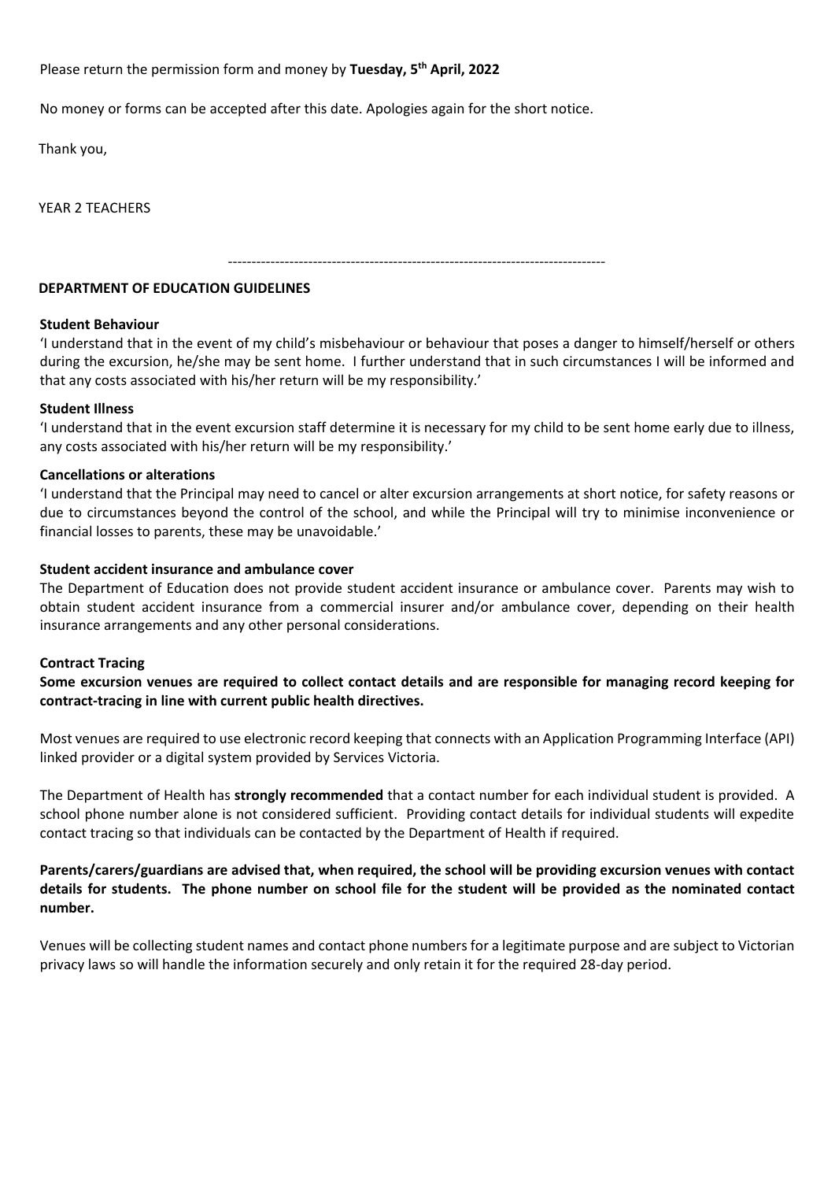Please return the permission form and money by **Tuesday, 5th April, 2022**

No money or forms can be accepted after this date. Apologies again for the short notice.

Thank you,

YEAR 2 TEACHERS

---

**DEPARTMENT OF EDUCATION GUIDELINES**

**Student Behaviour**

'I understand that in the event of my child's misbehaviour or behaviour that poses a danger to himself/herself or others during the excursion, he/she may be sent home. I further understand that in such circumstances I will be informed and that any costs associated with his/her return will be my responsibility.'

**Student Illness**

'I understand that in the event excursion staff determine it is necessary for my child to be sent home early due to illness, any costs associated with his/her return will be my responsibility.'

**Cancellations or alterations**

'I understand that the Principal may need to cancel or alter excursion arrangements at short notice, for safety reasons or due to circumstances beyond the control of the school, and while the Principal will try to minimise inconvenience or financial losses to parents, these may be unavoidable.'

**Student accident insurance and ambulance cover**

The Department of Education does not provide student accident insurance or ambulance cover. Parents may wish to obtain student accident insurance from a commercial insurer and/or ambulance cover, depending on their health insurance arrangements and any other personal considerations.

**Contract Tracing**

**Some excursion venues are required to collect contact details and are responsible for managing record keeping for contract-tracing in line with current public health directives.**

Most venues are required to use electronic record keeping that connects with an Application Programming Interface (API) linked provider or a digital system provided by Services Victoria.

The Department of Health has **strongly recommended** that a contact number for each individual student is provided. A school phone number alone is not considered sufficient. Providing contact details for individual students will expedite contact tracing so that individuals can be contacted by the Department of Health if required.

**Parents/carers/guardians are advised that, when required, the school will be providing excursion venues with contact details for students. The phone number on school file for the student will be provided as the nominated contact number.**

Venues will be collecting student names and contact phone numbers for a legitimate purpose and are subject to Victorian privacy laws so will handle the information securely and only retain it for the required 28-day period.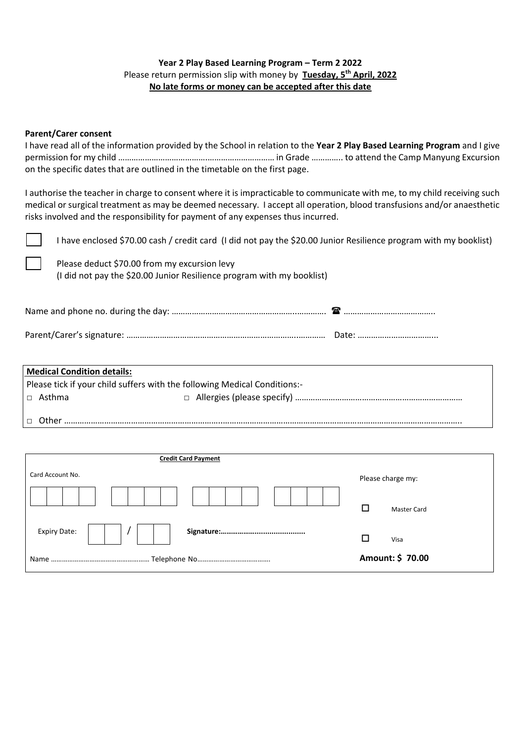**Year 2 Play Based Learning Program – Term 2 2022**

Please return permission slip with money by **Tuesday, 5th April, 2022**

**No late forms or money can be accepted after this date**

**Parent/Carer consent**

I have read all of the information provided by the School in relation to the **Year 2 Play Based Learning Program** and I give permission for my child ……………………………….……………………… in Grade …………. to attend the Camp Manyung Excursion on the specific dates that are outlined in the timetable on the first page.

I authorise the teacher in charge to consent where it is impracticable to communicate with me, to my child receiving such medical or surgical treatment as may be deemed necessary. I accept all operation, blood transfusions and/or anaesthetic risks involved and the responsibility for payment of any expenses thus incurred.

☐ I have enclosed $70.00 cash / credit card (I did not pay the $20.00 Junior Resilience program with my booklist)

☐ Please deduct $70.00 from my excursion levy
(I did not pay the $20.00 Junior Resilience program with my booklist)

Name and phone no. during the day: ………………………………………………………. ☎ …………………………………..

Parent/Carer's signature: ………………………………………………………………………… Date: ……………………………...

**Medical Condition details:**

Please tick if your child suffers with the following Medical Conditions:-

□ Asthma □ Allergies (please specify) …………………………………………………………………

□ Other ……………………………………………………………………………………………………………………………………..

**Credit Card Payment**

Card Account No. ☐☐☐☐ ☐☐☐☐ ☐☐☐☐ ☐☐☐☐

Please charge my:

☐ Master Card

☐ Visa

Expiry Date: ☐☐ / ☐☐ **Signature:……………....................**

Name ……………………………………………… Telephone No…………………………………

**Amount: $ 70.00**